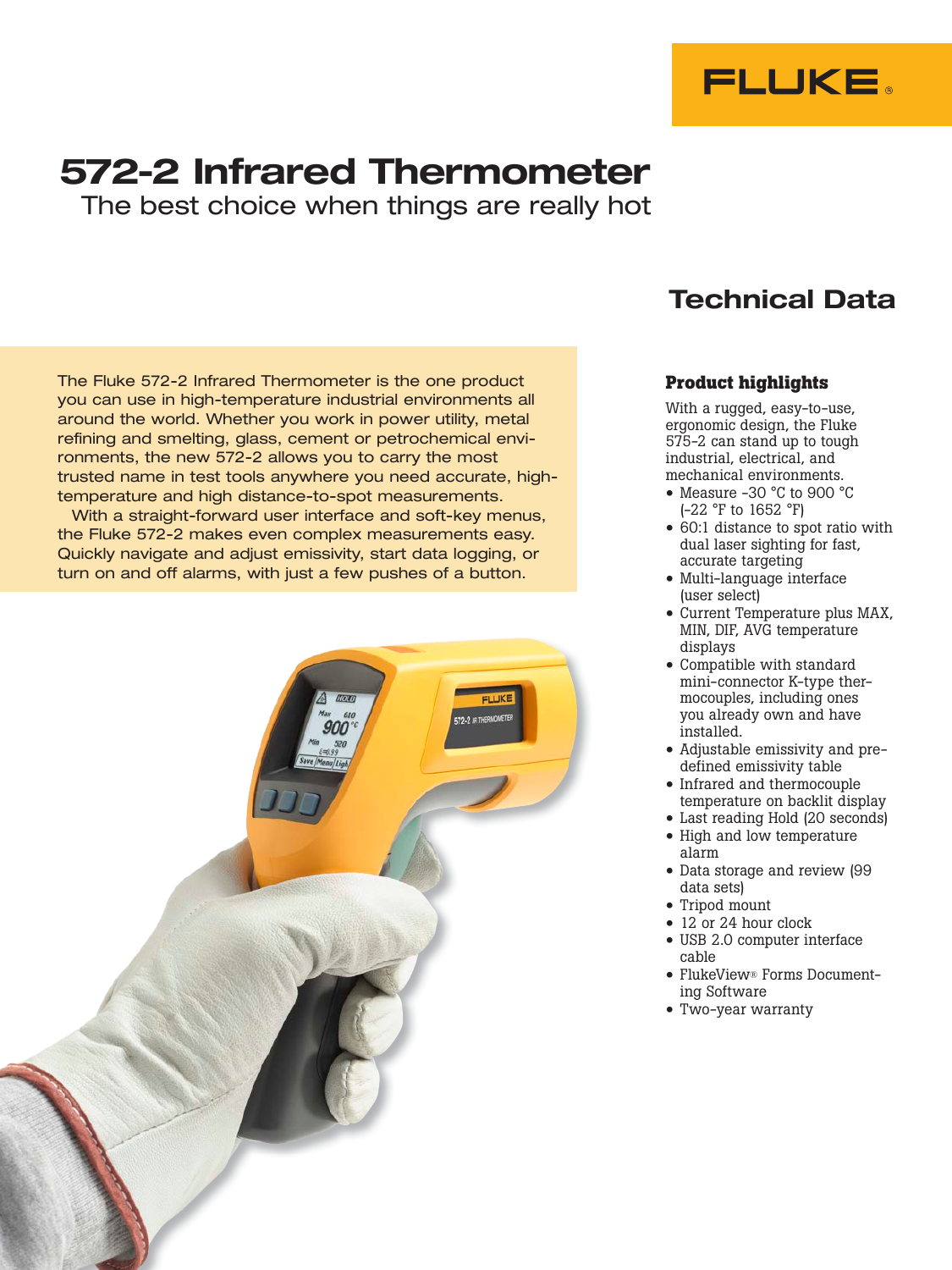# 572-2 Infrared Thermometer

The best choice when things are really hot

## Technical Data

The Fluke 572-2 Infrared Thermometer is the one product you can use in high-temperature industrial environments all around the world. Whether you work in power utility, metal refining and smelting, glass, cement or petrochemical environments, the new 572-2 allows you to carry the most trusted name in test tools anywhere you need accurate, high-temperature and high distance-to-spot measurements.

With a straight-forward user interface and soft-key menus, the Fluke 572-2 makes even complex measurements easy. Quickly navigate and adjust emissivity, start data logging, or turn on and off alarms, with just a few pushes of a button.

### Product highlights

With a rugged, easy-to-use, ergonomic design, the Fluke 575-2 can stand up to tough industrial, electrical, and mechanical environments.

- Measure -30 °C to 900 °C (-22 °F to 1652 °F)
- 60:1 distance to spot ratio with dual laser sighting for fast, accurate targeting
- Multi-language interface (user select)
- Current Temperature plus MAX, MIN, DIF, AVG temperature displays
- Compatible with standard mini-connector K-type thermocouples, including ones you already own and have installed.
- Adjustable emissivity and pre-defined emissivity table
- Infrared and thermocouple temperature on backlit display
- Last reading Hold (20 seconds)
- High and low temperature alarm
- Data storage and review (99 data sets)
- Tripod mount
- 12 or 24 hour clock
- USB 2.0 computer interface cable
- FlukeView® Forms Documenting Software
- Two-year warranty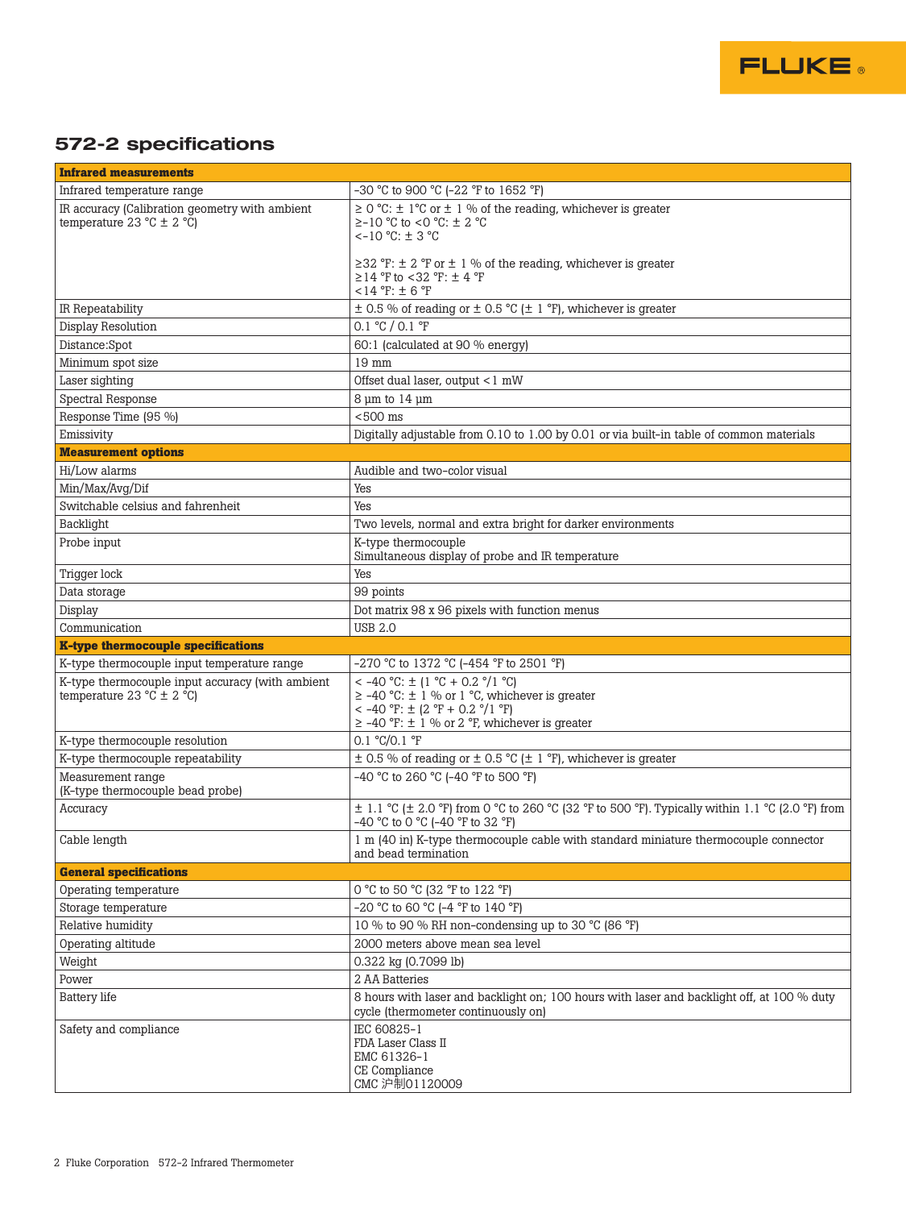## 572-2 specifications

| **Infrared measurements** | |
|---|---|
| Infrared temperature range | -30 °C to 900 °C (-22 °F to 1652 °F) |
| IR accuracy (Calibration geometry with ambient temperature 23 °C ± 2 °C) | ≥ 0 °C: ± 1°C or ± 1 % of the reading, whichever is greater<br>≥-10 °C to <0 °C: ± 2 °C<br><-10 °C: ± 3 °C<br><br>≥32 °F: ± 2 °F or ± 1 % of the reading, whichever is greater<br>≥14 °F to <32 °F: ± 4 °F<br><14 °F: ± 6 °F |
| IR Repeatability | ± 0.5 % of reading or ± 0.5 °C (± 1 °F), whichever is greater |
| Display Resolution | 0.1 °C / 0.1 °F |
| Distance:Spot | 60:1 (calculated at 90 % energy) |
| Minimum spot size | 19 mm |
| Laser sighting | Offset dual laser, output <1 mW |
| Spectral Response | 8 µm to 14 µm |
| Response Time (95 %) | <500 ms |
| Emissivity | Digitally adjustable from 0.10 to 1.00 by 0.01 or via built-in table of common materials |
| **Measurement options** | |
| Hi/Low alarms | Audible and two-color visual |
| Min/Max/Avg/Dif | Yes |
| Switchable celsius and fahrenheit | Yes |
| Backlight | Two levels, normal and extra bright for darker environments |
| Probe input | K-type thermocouple<br>Simultaneous display of probe and IR temperature |
| Trigger lock | Yes |
| Data storage | 99 points |
| Display | Dot matrix 98 x 96 pixels with function menus |
| Communication | USB 2.0 |
| **K-type thermocouple specifications** | |
| K-type thermocouple input temperature range | -270 °C to 1372 °C (-454 °F to 2501 °F) |
| K-type thermocouple input accuracy (with ambient temperature 23 °C ± 2 °C) | < -40 °C: ± (1 °C + 0.2 °/1 °C)<br>≥ -40 °C: ± 1 % or 1 °C, whichever is greater<br>< -40 °F: ± (2 °F + 0.2 °/1 °F)<br>≥ -40 °F: ± 1 % or 2 °F, whichever is greater |
| K-type thermocouple resolution | 0.1 °C/0.1 °F |
| K-type thermocouple repeatability | ± 0.5 % of reading or ± 0.5 °C (± 1 °F), whichever is greater |
| Measurement range<br>(K-type thermocouple bead probe) | -40 °C to 260 °C (-40 °F to 500 °F) |
| Accuracy | ± 1.1 °C (± 2.0 °F) from 0 °C to 260 °C (32 °F to 500 °F). Typically within 1.1 °C (2.0 °F) from -40 °C to 0 °C (-40 °F to 32 °F) |
| Cable length | 1 m (40 in) K-type thermocouple cable with standard miniature thermocouple connector and bead termination |
| **General specifications** | |
| Operating temperature | 0 °C to 50 °C (32 °F to 122 °F) |
| Storage temperature | -20 °C to 60 °C (-4 °F to 140 °F) |
| Relative humidity | 10 % to 90 % RH non-condensing up to 30 °C (86 °F) |
| Operating altitude | 2000 meters above mean sea level |
| Weight | 0.322 kg (0.7099 lb) |
| Power | 2 AA Batteries |
| Battery life | 8 hours with laser and backlight on; 100 hours with laser and backlight off, at 100 % duty cycle (thermometer continuously on) |
| Safety and compliance | IEC 60825-1<br>FDA Laser Class II<br>EMC 61326-1<br>CE Compliance<br>CMC 沪制01120009 |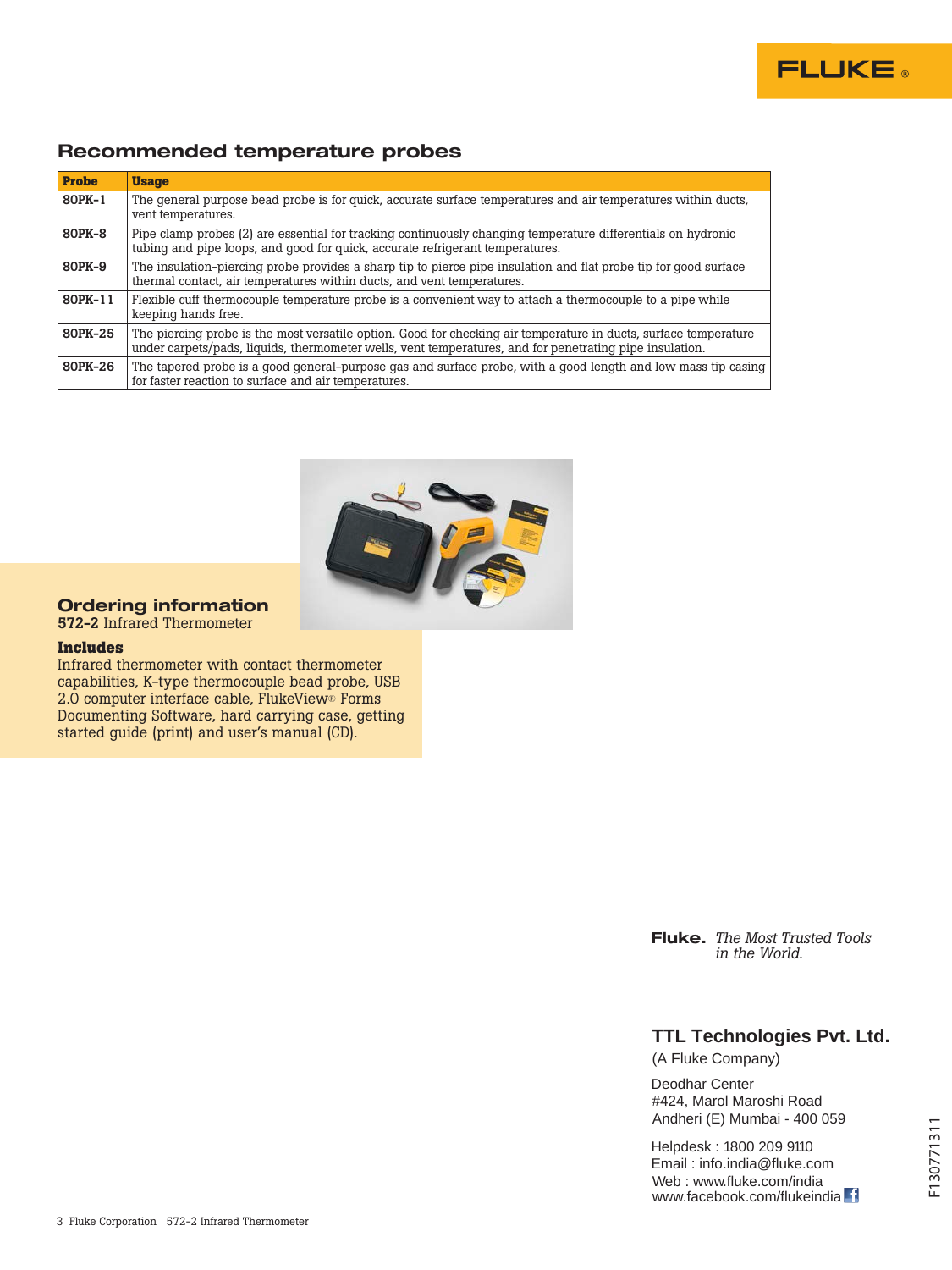## Recommended temperature probes

| Probe | Usage |
|---|---|
| 80PK-1 | The general purpose bead probe is for quick, accurate surface temperatures and air temperatures within ducts, vent temperatures. |
| 80PK-8 | Pipe clamp probes (2) are essential for tracking continuously changing temperature differentials on hydronic tubing and pipe loops, and good for quick, accurate refrigerant temperatures. |
| 80PK-9 | The insulation-piercing probe provides a sharp tip to pierce pipe insulation and flat probe tip for good surface thermal contact, air temperatures within ducts, and vent temperatures. |
| 80PK-11 | Flexible cuff thermocouple temperature probe is a convenient way to attach a thermocouple to a pipe while keeping hands free. |
| 80PK-25 | The piercing probe is the most versatile option. Good for checking air temperature in ducts, surface temperature under carpets/pads, liquids, thermometer wells, vent temperatures, and for penetrating pipe insulation. |
| 80PK-26 | The tapered probe is a good general-purpose gas and surface probe, with a good length and low mass tip casing for faster reaction to surface and air temperatures. |

## Ordering information

**572-2** Infrared Thermometer

### Includes

Infrared thermometer with contact thermometer capabilities, K-type thermocouple bead probe, USB 2.0 computer interface cable, FlukeView® Forms Documenting Software, hard carrying case, getting started guide (print) and user's manual (CD).

**Fluke.** *The Most Trusted Tools in the World.*

**TTL Technologies Pvt. Ltd.**
(A Fluke Company)

Deodhar Center
#424, Marol Maroshi Road
Andheri (E) Mumbai - 400 059

Helpdesk : 1800 209 9110
Email : info.india@fluke.com
Web : www.fluke.com/india
www.facebook.com/flukeindia

F130771311